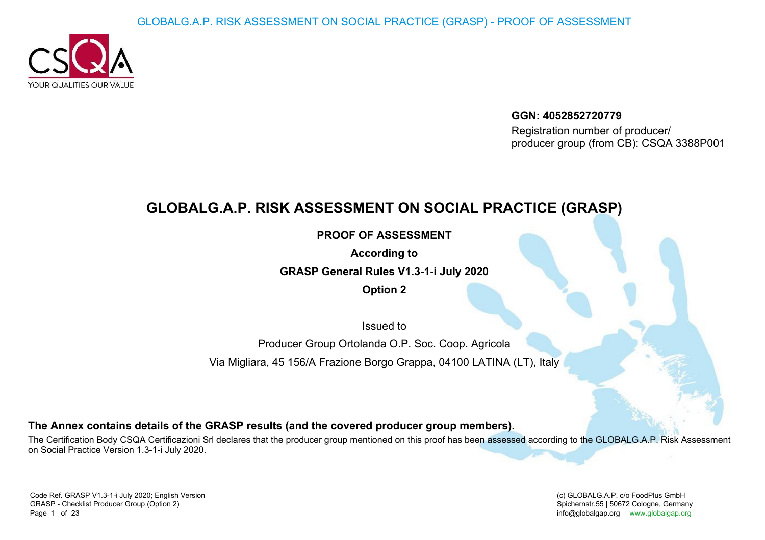**GGN: 4052852720779**

Registration number of producer/ producer group (from CB): CSQA 3388P001

# GLOBALG.A.P. RISK ASSESSMENT ON SOCIAL PRACTICE (GRASP)

**PROOF OF ASSESSMENT**

**According to**

**GRASP General Rules V1.3-1-i July 2020**

**Option 2**

Issued to

Producer Group Ortolanda O.P. Soc. Coop. Agricola

Via Migliara, 45 156/A Frazione Borgo Grappa, 04100 LATINA (LT), Italy

**The Annex contains details of the GRASP results (and the covered producer group members).**

The Certification Body CSQA Certificazioni Srl declares that the producer group mentioned on this proof has been assessed according to the GLOBALG.A.P. Risk Assessment on Social Practice Version 1.3-1-i July 2020.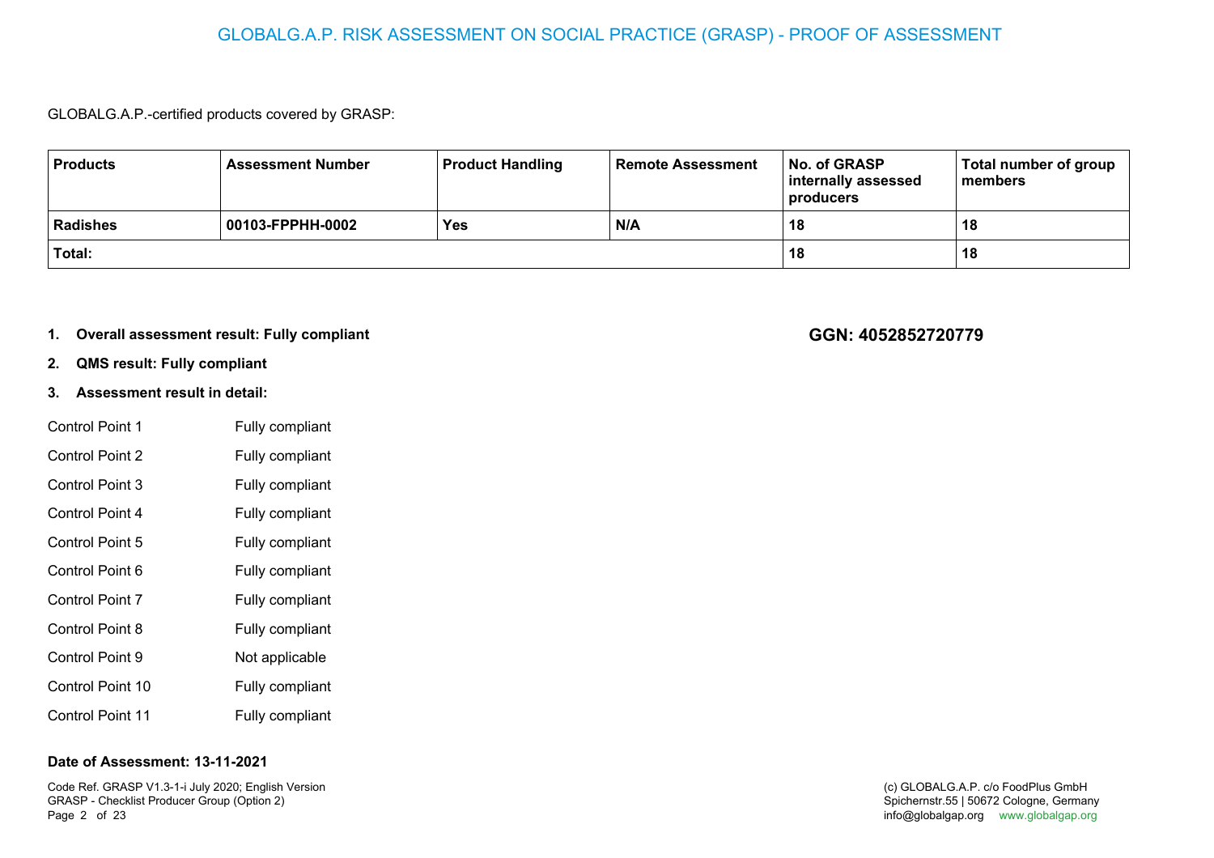# GLOBALG.A.P. RISK ASSESSMENT ON SOCIAL PRACTICE (GRASP) - PROOF OF ASSESSMENT

GLOBALG.A.P.-certified products covered by GRASP:

| Products | Assessment Number | Product Handling | Remote Assessment | No. of GRASP internally assessed producers | Total number of group members |
|---|---|---|---|---|---|
| **Radishes** | **00103-FPPHH-0002** | **Yes** | **N/A** | **18** | **18** |
| **Total:** | | | | **18** | **18** |

**GGN: 4052852720779**

1. **Overall assessment result: Fully compliant**
2. **QMS result: Fully compliant**
3. **Assessment result in detail:**

| | |
|---|---|
| Control Point 1 | Fully compliant |
| Control Point 2 | Fully compliant |
| Control Point 3 | Fully compliant |
| Control Point 4 | Fully compliant |
| Control Point 5 | Fully compliant |
| Control Point 6 | Fully compliant |
| Control Point 7 | Fully compliant |
| Control Point 8 | Fully compliant |
| Control Point 9 | Not applicable |
| Control Point 10 | Fully compliant |
| Control Point 11 | Fully compliant |

**Date of Assessment: 13-11-2021**

Code Ref. GRASP V1.3-1-i July 2020; English Version
GRASP - Checklist Producer Group (Option 2)

(c) GLOBALG.A.P. c/o FoodPlus GmbH
Spichernstr.55 | 50672 Cologne, Germany
info@globalgap.org www.globalgap.org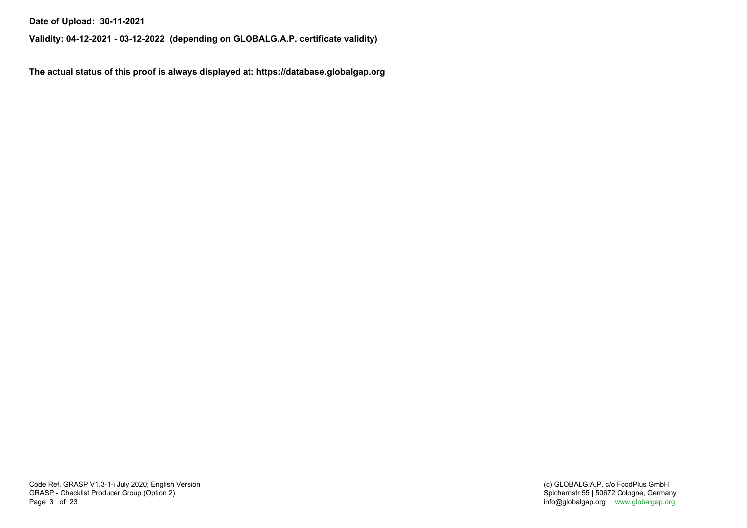**Date of Upload: 30-11-2021**

**Validity: 04-12-2021 - 03-12-2022 (depending on GLOBALG.A.P. certificate validity)**

**The actual status of this proof is always displayed at: https://database.globalgap.org**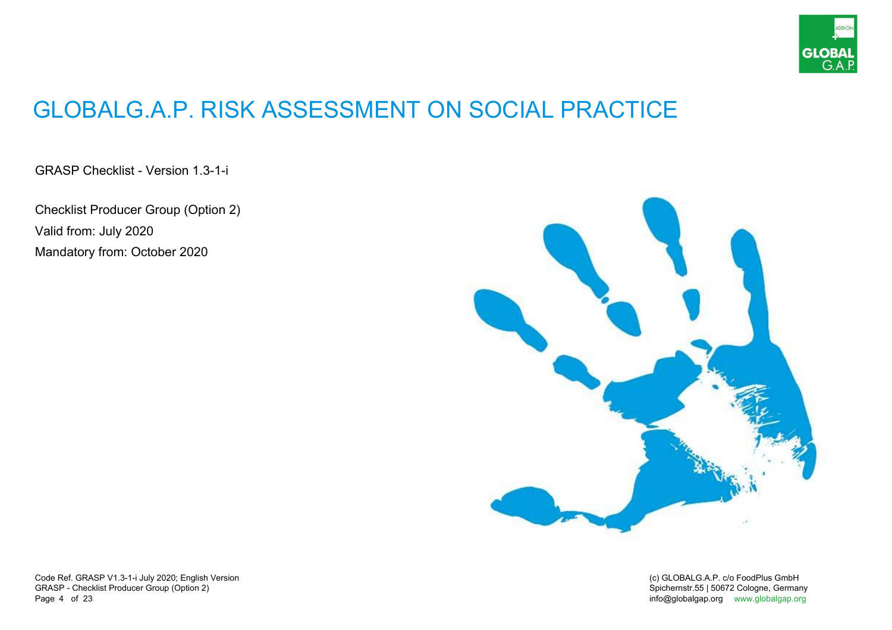# GLOBALG.A.P. RISK ASSESSMENT ON SOCIAL PRACTICE

GRASP Checklist - Version 1.3-1-i

Checklist Producer Group (Option 2)

Valid from: July 2020

Mandatory from: October 2020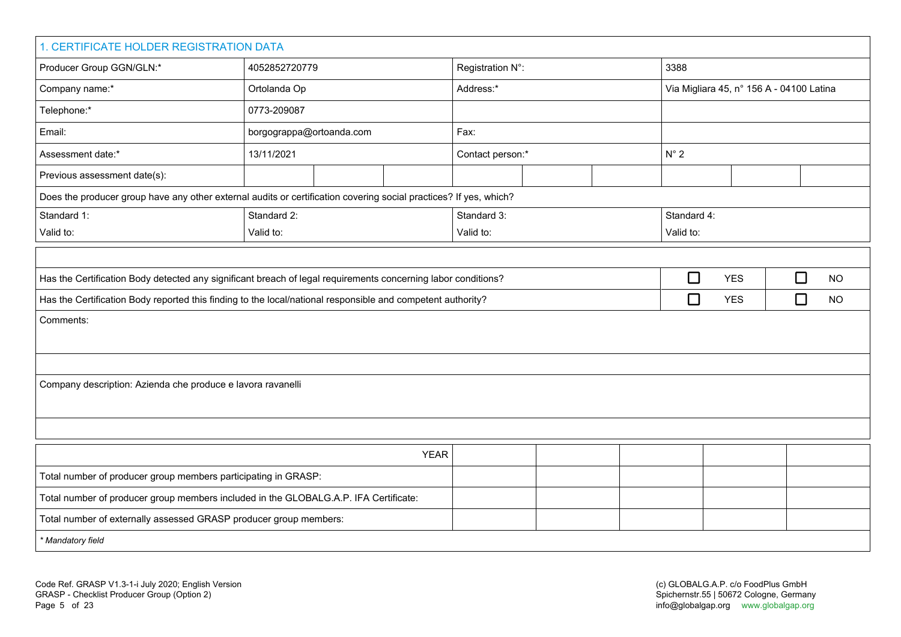## 1. CERTIFICATE HOLDER REGISTRATION DATA

| | | | |
|---|---|---|---|
| Producer Group GGN/GLN:* | 4052852720779 | Registration N°: | 3388 |
| Company name:* | Ortolanda Op | Address:* | Via Migliara 45, n° 156 A - 04100 Latina |
| Telephone:* | 0773-209087 | | |
| Email: | borgograppa@ortoanda.com | Fax: | |
| Assessment date:* | 13/11/2021 | Contact person:* | N° 2 |
| Previous assessment date(s): | | | |

Does the producer group have any other external audits or certification covering social practices? If yes, which?

| | | | |
|---|---|---|---|
| Standard 1:<br>Valid to: | Standard 2:<br>Valid to: | Standard 3:<br>Valid to: | Standard 4:<br>Valid to: |

| | | |
|---|---|---|
| Has the Certification Body detected any significant breach of legal requirements concerning labor conditions? | ☐ YES | ☐ NO |
| Has the Certification Body reported this finding to the local/national responsible and competent authority? | ☐ YES | ☐ NO |

Comments:

Company description: Azienda che produce e lavora ravanelli

| YEAR | | | | | |
|---|---|---|---|---|---|
| Total number of producer group members participating in GRASP: | | | | | |
| Total number of producer group members included in the GLOBALG.A.P. IFA Certificate: | | | | | |
| Total number of externally assessed GRASP producer group members: | | | | | |

*\* Mandatory field*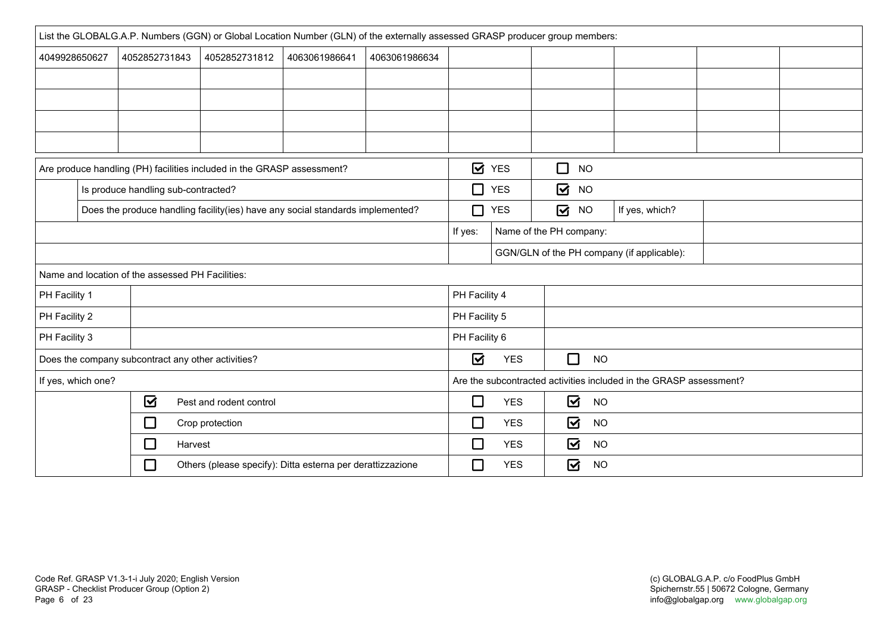| List the GLOBALG.A.P. Numbers (GGN) or Global Location Number (GLN) of the externally assessed GRASP producer group members: | | | | | | | | | |
|---|---|---|---|---|---|---|---|---|---|
| 4049928650627 | 4052852731843 | 4052852731812 | 4063061986641 | 4063061986634 | | | | | |
| | | | | | | | | | |
| | | | | | | | | | |
| | | | | | | | | | |
| | | | | | | | | | |

| Are produce handling (PH) facilities included in the GRASP assessment? | ☑ YES | ☐ NO | | |
|---|---|---|---|---|
| Is produce handling sub-contracted? | ☐ YES | ☑ NO | | |
| Does the produce handling facility(ies) have any social standards implemented? | ☐ YES | ☑ NO | If yes, which? | |
| | If yes: | Name of the PH company: | | |
| | | GGN/GLN of the PH company (if applicable): | | |

| Name and location of the assessed PH Facilities: | | | |
|---|---|---|---|
| PH Facility 1 | | PH Facility 4 | |
| PH Facility 2 | | PH Facility 5 | |
| PH Facility 3 | | PH Facility 6 | |

| Does the company subcontract any other activities? | ☑ YES | ☐ NO |
|---|---|---|
| **If yes, which one?** | **Are the subcontracted activities included in the GRASP assessment?** | |
| ☑ Pest and rodent control | ☐ YES | ☑ NO |
| ☐ Crop protection | ☐ YES | ☑ NO |
| ☐ Harvest | ☐ YES | ☑ NO |
| ☐ Others (please specify): Ditta esterna per derattizzazione | ☐ YES | ☑ NO |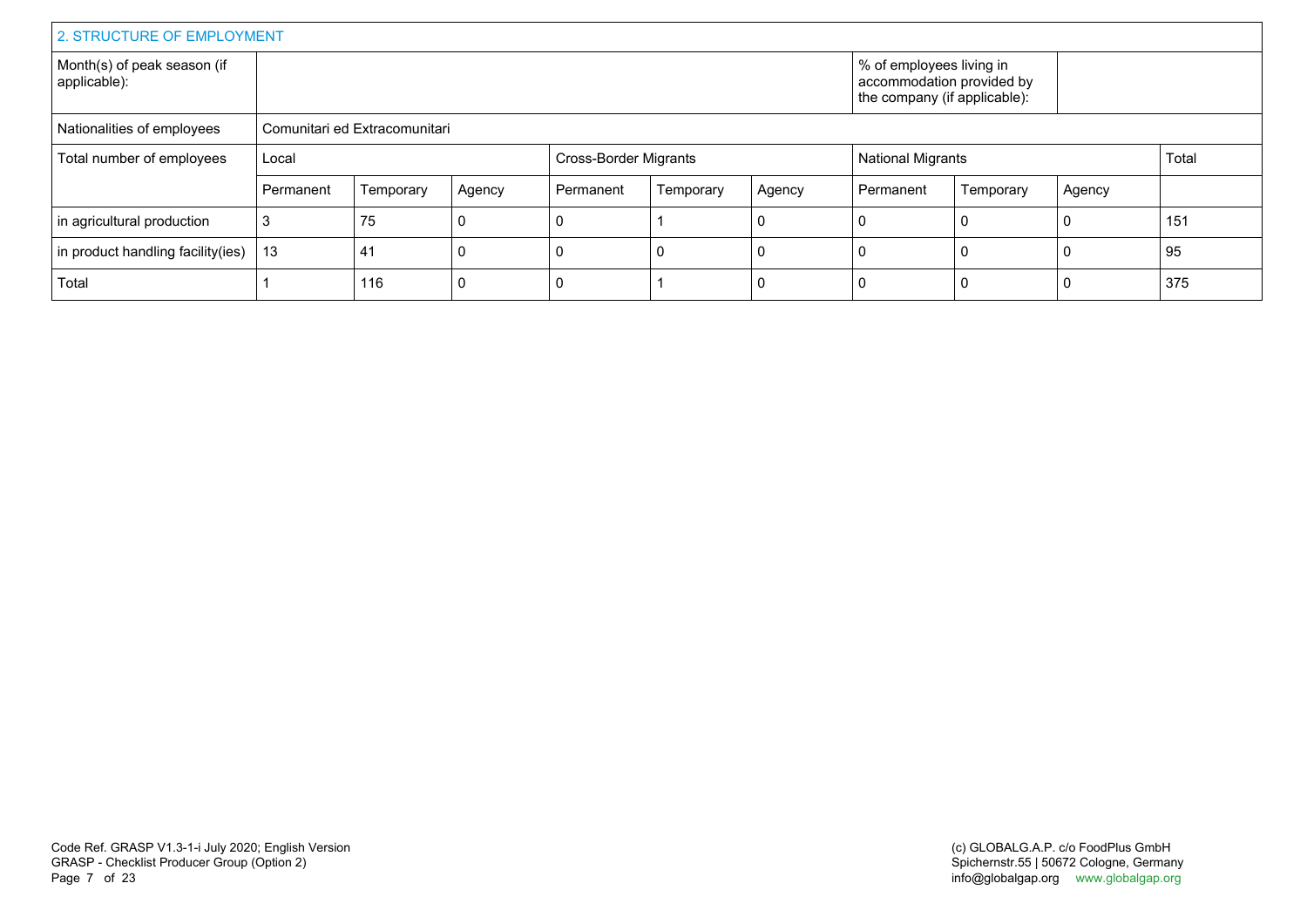## 2. STRUCTURE OF EMPLOYMENT

| Month(s) of peak season (if applicable): | | | | | | | % of employees living in accommodation provided by the company (if applicable): | | | |
|---|---|---|---|---|---|---|---|---|---|---|
| Nationalities of employees | Comunitari ed Extracomunitari | | | | | | | | | |
| Total number of employees | Local | | | Cross-Border Migrants | | | National Migrants | | | Total |
| | Permanent | Temporary | Agency | Permanent | Temporary | Agency | Permanent | Temporary | Agency | |
| in agricultural production | 3 | 75 | 0 | 0 | 1 | 0 | 0 | 0 | 0 | 151 |
| in product handling facility(ies) | 13 | 41 | 0 | 0 | 0 | 0 | 0 | 0 | 0 | 95 |
| Total | 1 | 116 | 0 | 0 | 1 | 0 | 0 | 0 | 0 | 375 |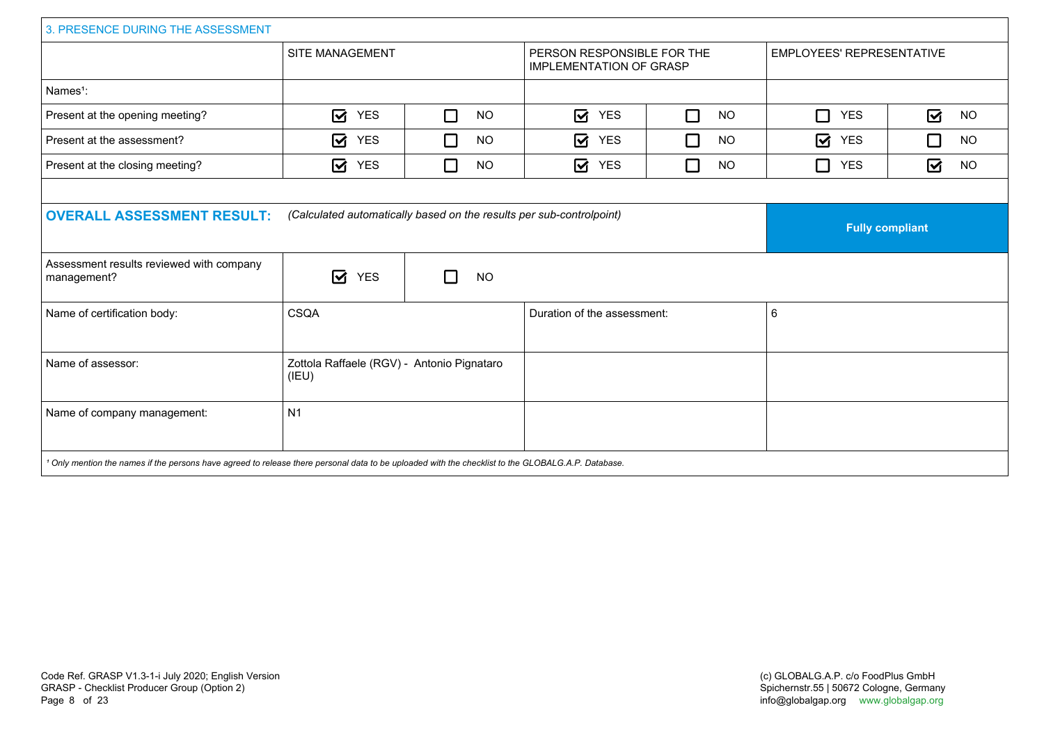## 3. PRESENCE DURING THE ASSESSMENT

| | SITE MANAGEMENT | | PERSON RESPONSIBLE FOR THE IMPLEMENTATION OF GRASP | | EMPLOYEES' REPRESENTATIVE | |
|---|---|---|---|---|---|---|
| Names[1]: | | | | | | |
| Present at the opening meeting? | ☑ YES | ☐ NO | ☑ YES | ☐ NO | ☐ YES | ☑ NO |
| Present at the assessment? | ☑ YES | ☐ NO | ☑ YES | ☐ NO | ☑ YES | ☐ NO |
| Present at the closing meeting? | ☑ YES | ☐ NO | ☑ YES | ☐ NO | ☐ YES | ☑ NO |

| **OVERALL ASSESSMENT RESULT:** | *(Calculated automatically based on the results per sub-controlpoint)* | | | **Fully compliant** |
|---|---|---|---|---|
| Assessment results reviewed with company management? | ☑ YES | ☐ NO | | |
| Name of certification body: | CSQA | | Duration of the assessment: | 6 |
| Name of assessor: | Zottola Raffaele (RGV) - Antonio Pignataro (IEU) | | | |
| Name of company management: | N1 | | | |

*[1] Only mention the names if the persons have agreed to release there personal data to be uploaded with the checklist to the GLOBALG.A.P. Database.*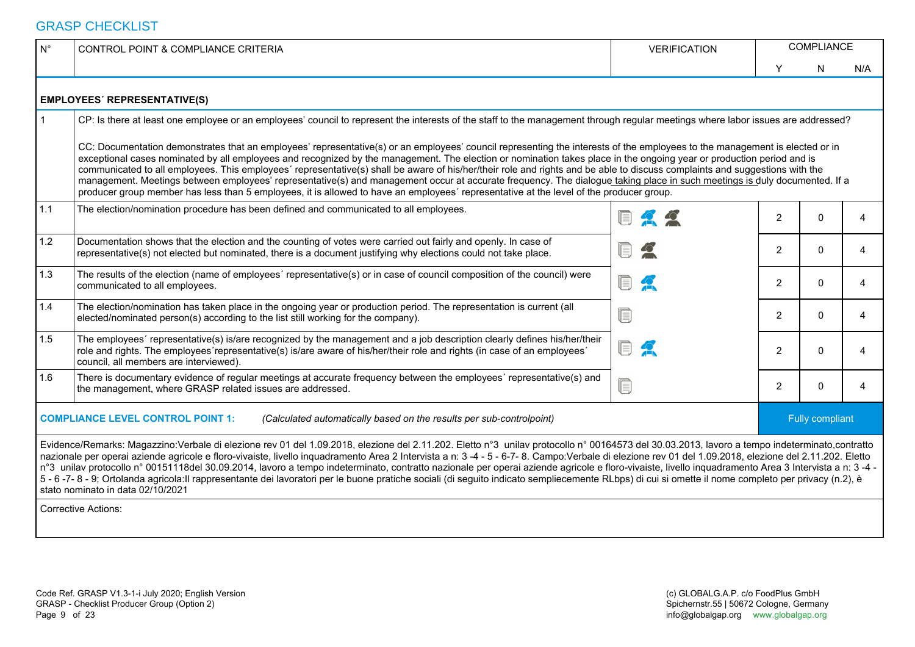# GRASP CHECKLIST

| N° | CONTROL POINT & COMPLIANCE CRITERIA | VERIFICATION | COMPLIANCE | | |
|---|---|---|---|---|---|
| | | | Y | N | N/A |
| | **EMPLOYEES´ REPRESENTATIVE(S)** | | | | |
| 1 | CP: Is there at least one employee or an employees' council to represent the interests of the staff to the management through regular meetings where labor issues are addressed?<br><br>CC: Documentation demonstrates that an employees' representative(s) or an employees' council representing the interests of the employees to the management is elected or in exceptional cases nominated by all employees and recognized by the management. The election or nomination takes place in the ongoing year or production period and is communicated to all employees. This employees´ representative(s) shall be aware of his/her/their role and rights and be able to discuss complaints and suggestions with the management. Meetings between employees' representative(s) and management occur at accurate frequency. The dialogue taking place in such meetings is duly documented. If a producer group member has less than 5 employees, it is allowed to have an employees´ representative at the level of the producer group. | | | | |
| 1.1 | The election/nomination procedure has been defined and communicated to all employees. | | 2 | 0 | 4 |
| 1.2 | Documentation shows that the election and the counting of votes were carried out fairly and openly. In case of representative(s) not elected but nominated, there is a document justifying why elections could not take place. | | 2 | 0 | 4 |
| 1.3 | The results of the election (name of employees´ representative(s) or in case of council composition of the council) were communicated to all employees. | | 2 | 0 | 4 |
| 1.4 | The election/nomination has taken place in the ongoing year or production period. The representation is current (all elected/nominated person(s) according to the list still working for the company). | | 2 | 0 | 4 |
| 1.5 | The employees´ representative(s) is/are recognized by the management and a job description clearly defines his/her/their role and rights. The employees´representative(s) is/are aware of his/her/their role and rights (in case of an employees´ council, all members are interviewed). | | 2 | 0 | 4 |
| 1.6 | There is documentary evidence of regular meetings at accurate frequency between the employees´ representative(s) and the management, where GRASP related issues are addressed. | | 2 | 0 | 4 |
| | **COMPLIANCE LEVEL CONTROL POINT 1:** *(Calculated automatically based on the results per sub-controlpoint)* | | Fully compliant | | |

Evidence/Remarks: Magazzino:Verbale di elezione rev 01 del 1.09.2018, elezione del 2.11.202. Eletto n°3 unilav protocollo n° 00164573 del 30.03.2013, lavoro a tempo indeterminato,contratto nazionale per operai aziende agricole e floro-vivaiste, livello inquadramento Area 2 Intervista a n: 3 -4 - 5 - 6-7- 8. Campo:Verbale di elezione rev 01 del 1.09.2018, elezione del 2.11.202. Eletto n°3 unilav protocollo n° 00151118del 30.09.2014, lavoro a tempo indeterminato, contratto nazionale per operai aziende agricole e floro-vivaiste, livello inquadramento Area 3 Intervista a n: 3 -4 - 5 - 6 -7- 8 - 9; Ortolanda agricola:Il rappresentante dei lavoratori per le buone pratiche sociali (di seguito indicato sempliecemente RLbps) di cui si omette il nome completo per privacy (n.2), è stato nominato in data 02/10/2021

Corrective Actions: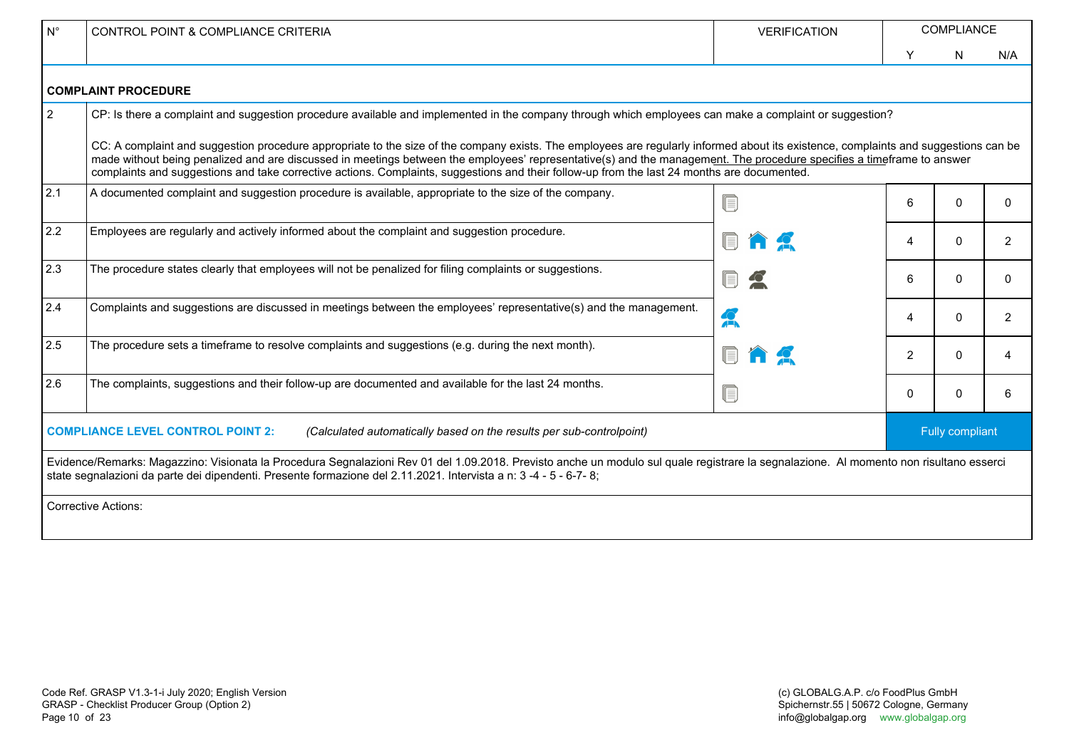| N° | CONTROL POINT & COMPLIANCE CRITERIA | VERIFICATION | COMPLIANCE | | |
|---|---|---|---|---|---|
| | | | Y | N | N/A |
| **COMPLAINT PROCEDURE** | | | | | |
| 2 | CP: Is there a complaint and suggestion procedure available and implemented in the company through which employees can make a complaint or suggestion?<br><br>CC: A complaint and suggestion procedure appropriate to the size of the company exists. The employees are regularly informed about its existence, complaints and suggestions can be made without being penalized and are discussed in meetings between the employees' representative(s) and the management. The procedure specifies a timeframe to answer complaints and suggestions and take corrective actions. Complaints, suggestions and their follow-up from the last 24 months are documented. | | | | |
| 2.1 | A documented complaint and suggestion procedure is available, appropriate to the size of the company. | | 6 | 0 | 0 |
| 2.2 | Employees are regularly and actively informed about the complaint and suggestion procedure. | | 4 | 0 | 2 |
| 2.3 | The procedure states clearly that employees will not be penalized for filing complaints or suggestions. | | 6 | 0 | 0 |
| 2.4 | Complaints and suggestions are discussed in meetings between the employees' representative(s) and the management. | | 4 | 0 | 2 |
| 2.5 | The procedure sets a timeframe to resolve complaints and suggestions (e.g. during the next month). | | 2 | 0 | 4 |
| 2.6 | The complaints, suggestions and their follow-up are documented and available for the last 24 months. | | 0 | 0 | 6 |
| **COMPLIANCE LEVEL CONTROL POINT 2:** | *(Calculated automatically based on the results per sub-controlpoint)* | | Fully compliant | | |

Evidence/Remarks: Magazzino: Visionata la Procedura Segnalazioni Rev 01 del 1.09.2018. Previsto anche un modulo sul quale registrare la segnalazione. Al momento non risultano esserci state segnalazioni da parte dei dipendenti. Presente formazione del 2.11.2021. Intervista a n: 3 -4 - 5 - 6-7- 8;

Corrective Actions: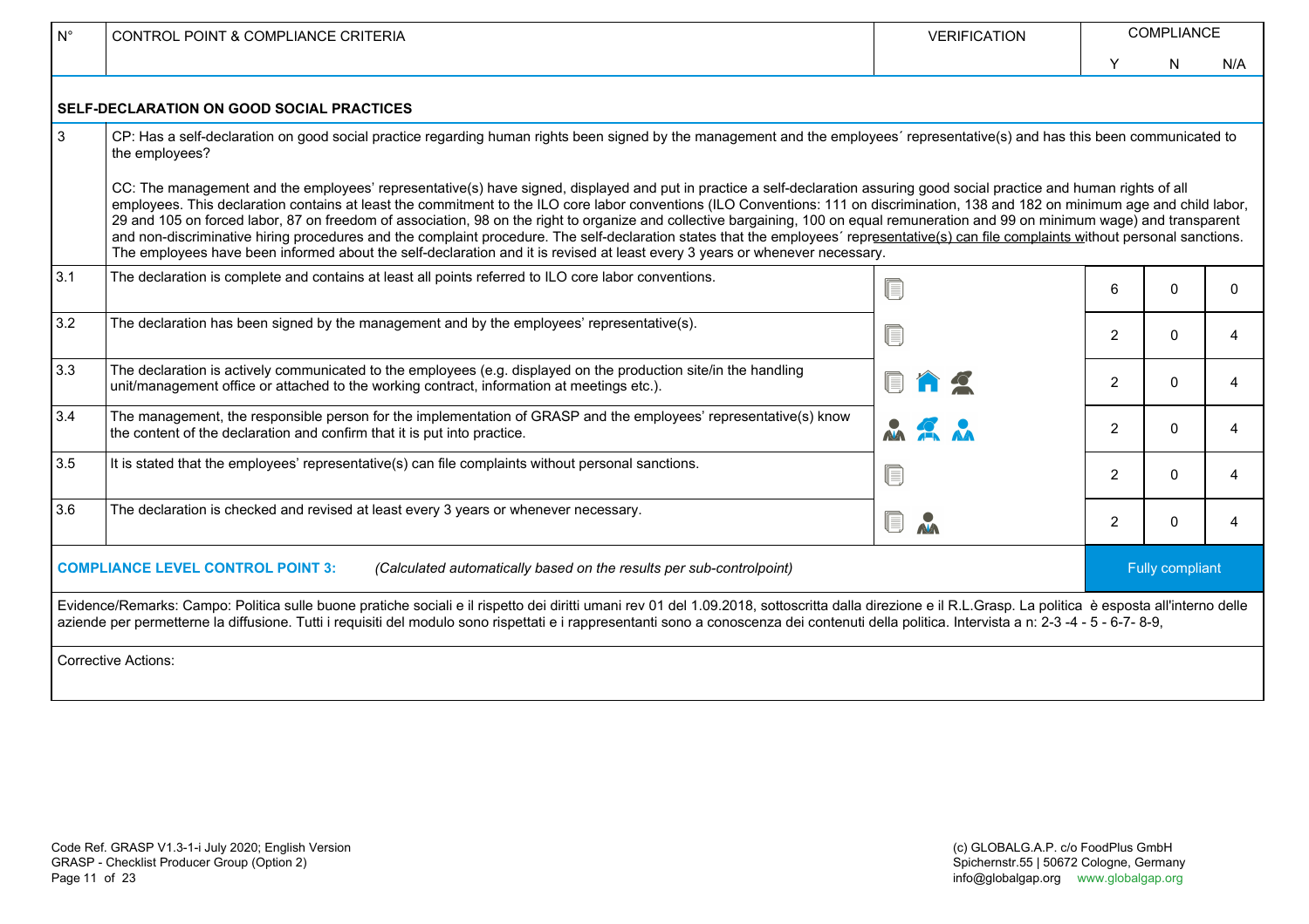| N° | CONTROL POINT & COMPLIANCE CRITERIA | VERIFICATION | COMPLIANCE | | |
|---|---|---|---|---|---|
| | | | Y | N | N/A |
| | **SELF-DECLARATION ON GOOD SOCIAL PRACTICES** | | | | |
| 3 | CP: Has a self-declaration on good social practice regarding human rights been signed by the management and the employees´ representative(s) and has this been communicated to the employees?<br><br>CC: The management and the employees' representative(s) have signed, displayed and put in practice a self-declaration assuring good social practice and human rights of all employees. This declaration contains at least the commitment to the ILO core labor conventions (ILO Conventions: 111 on discrimination, 138 and 182 on minimum age and child labor, 29 and 105 on forced labor, 87 on freedom of association, 98 on the right to organize and collective bargaining, 100 on equal remuneration and 99 on minimum wage) and transparent and non-discriminative hiring procedures and the complaint procedure. The self-declaration states that the employees´ representative(s) can file complaints without personal sanctions. The employees have been informed about the self-declaration and it is revised at least every 3 years or whenever necessary. | | | | |
| 3.1 | The declaration is complete and contains at least all points referred to ILO core labor conventions. | | 6 | 0 | 0 |
| 3.2 | The declaration has been signed by the management and by the employees' representative(s). | | 2 | 0 | 4 |
| 3.3 | The declaration is actively communicated to the employees (e.g. displayed on the production site/in the handling unit/management office or attached to the working contract, information at meetings etc.). | | 2 | 0 | 4 |
| 3.4 | The management, the responsible person for the implementation of GRASP and the employees' representative(s) know the content of the declaration and confirm that it is put into practice. | | 2 | 0 | 4 |
| 3.5 | It is stated that the employees' representative(s) can file complaints without personal sanctions. | | 2 | 0 | 4 |
| 3.6 | The declaration is checked and revised at least every 3 years or whenever necessary. | | 2 | 0 | 4 |
| | **COMPLIANCE LEVEL CONTROL POINT 3:** *(Calculated automatically based on the results per sub-controlpoint)* | | Fully compliant | | |
| | Evidence/Remarks: Campo: Politica sulle buone pratiche sociali e il rispetto dei diritti umani rev 01 del 1.09.2018, sottoscritta dalla direzione e il R.L.Grasp. La politica è esposta all'interno delle aziende per permetterne la diffusione. Tutti i requisiti del modulo sono rispettati e i rappresentanti sono a conoscenza dei contenuti della politica. Intervista a n: 2-3 -4 - 5 - 6-7- 8-9, | | | | |
| | Corrective Actions: | | | | |

Code Ref. GRASP V1.3-1-i July 2020; English Version
GRASP - Checklist Producer Group (Option 2)

(c) GLOBALG.A.P. c/o FoodPlus GmbH
Spichernstr.55 | 50672 Cologne, Germany
info@globalgap.org www.globalgap.org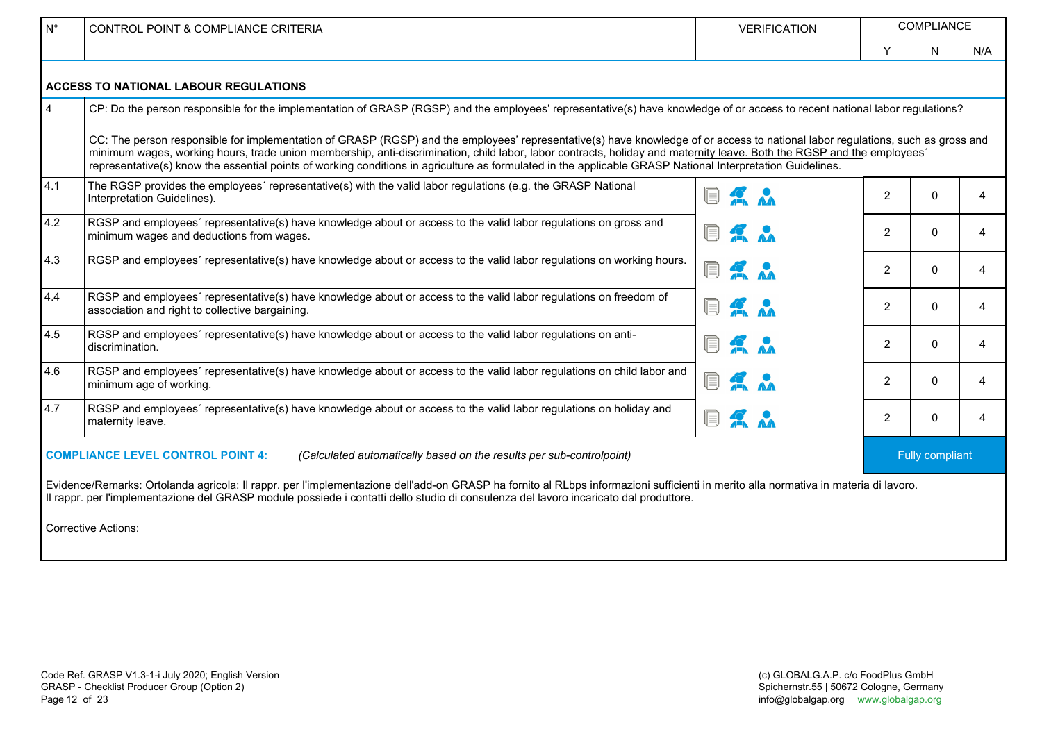| N° | CONTROL POINT & COMPLIANCE CRITERIA | VERIFICATION | COMPLIANCE | | |
|---|---|---|---|---|---|
| | | | Y | N | N/A |
| | **ACCESS TO NATIONAL LABOUR REGULATIONS** | | | | |
| 4 | CP: Do the person responsible for the implementation of GRASP (RGSP) and the employees' representative(s) have knowledge of or access to recent national labor regulations?<br><br>CC: The person responsible for implementation of GRASP (RGSP) and the employees' representative(s) have knowledge of or access to national labor regulations, such as gross and minimum wages, working hours, trade union membership, anti-discrimination, child labor, labor contracts, holiday and maternity leave. Both the RGSP and the employees´ representative(s) know the essential points of working conditions in agriculture as formulated in the applicable GRASP National Interpretation Guidelines. | | | | |
| 4.1 | The RGSP provides the employees´ representative(s) with the valid labor regulations (e.g. the GRASP National Interpretation Guidelines). | | 2 | 0 | 4 |
| 4.2 | RGSP and employees´ representative(s) have knowledge about or access to the valid labor regulations on gross and minimum wages and deductions from wages. | | 2 | 0 | 4 |
| 4.3 | RGSP and employees´ representative(s) have knowledge about or access to the valid labor regulations on working hours. | | 2 | 0 | 4 |
| 4.4 | RGSP and employees´ representative(s) have knowledge about or access to the valid labor regulations on freedom of association and right to collective bargaining. | | 2 | 0 | 4 |
| 4.5 | RGSP and employees´ representative(s) have knowledge about or access to the valid labor regulations on anti-discrimination. | | 2 | 0 | 4 |
| 4.6 | RGSP and employees´ representative(s) have knowledge about or access to the valid labor regulations on child labor and minimum age of working. | | 2 | 0 | 4 |
| 4.7 | RGSP and employees´ representative(s) have knowledge about or access to the valid labor regulations on holiday and maternity leave. | | 2 | 0 | 4 |
| | **COMPLIANCE LEVEL CONTROL POINT 4:** *(Calculated automatically based on the results per sub-controlpoint)* | | Fully compliant | | |

Evidence/Remarks: Ortolanda agricola: Il rappr. per l'implementazione dell'add-on GRASP ha fornito al RLbps informazioni sufficienti in merito alla normativa in materia di lavoro.
Il rappr. per l'implementazione del GRASP module possiede i contatti dello studio di consulenza del lavoro incaricato dal produttore.

Corrective Actions: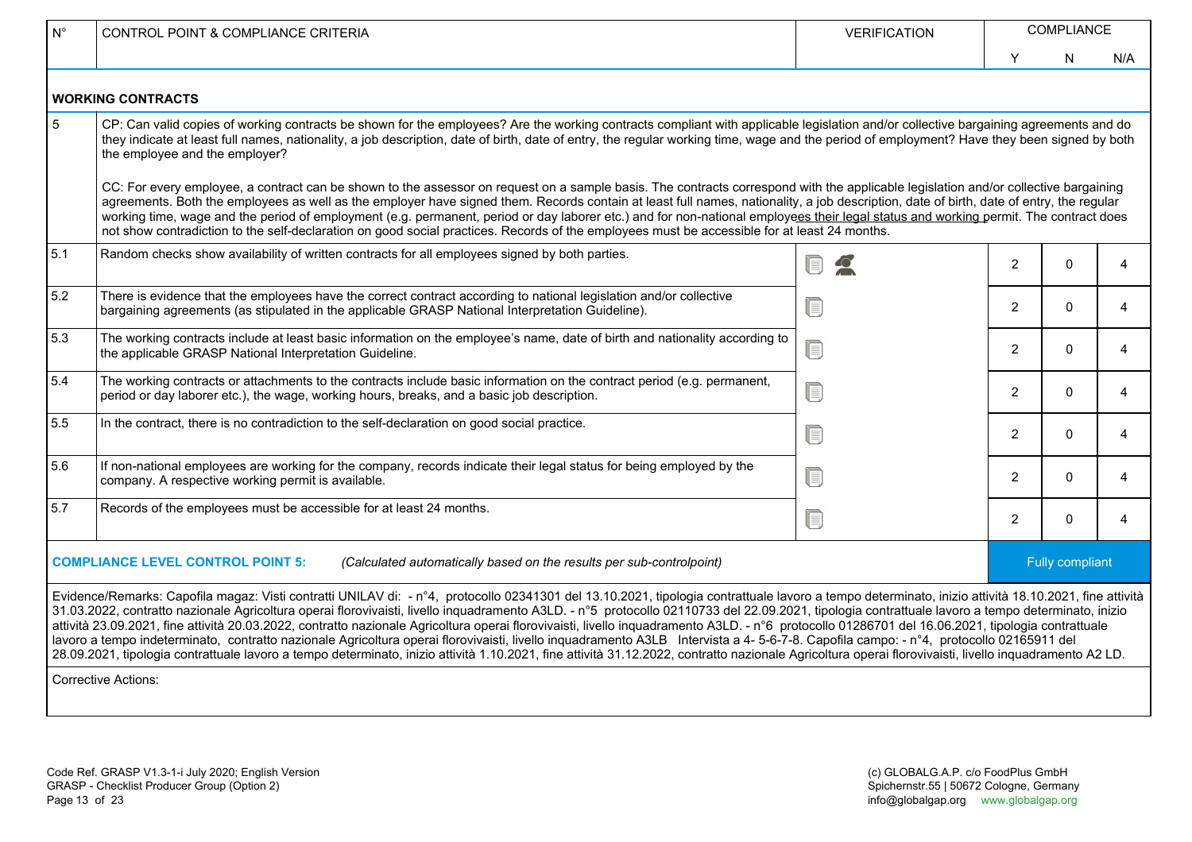| N° | CONTROL POINT & COMPLIANCE CRITERIA | VERIFICATION | COMPLIANCE | | |
|---|---|---|---|---|---|
| | | | Y | N | N/A |
| | **WORKING CONTRACTS** | | | | |
| 5 | CP: Can valid copies of working contracts be shown for the employees? Are the working contracts compliant with applicable legislation and/or collective bargaining agreements and do they indicate at least full names, nationality, a job description, date of birth, date of entry, the regular working time, wage and the period of employment? Have they been signed by both the employee and the employer?<br><br>CC: For every employee, a contract can be shown to the assessor on request on a sample basis. The contracts correspond with the applicable legislation and/or collective bargaining agreements. Both the employees as well as the employer have signed them. Records contain at least full names, nationality, a job description, date of birth, date of entry, the regular working time, wage and the period of employment (e.g. permanent, period or day laborer etc.) and for non-national employees their legal status and working permit. The contract does not show contradiction to the self-declaration on good social practices. Records of the employees must be accessible for at least 24 months. | | | | |
| 5.1 | Random checks show availability of written contracts for all employees signed by both parties. | | 2 | 0 | 4 |
| 5.2 | There is evidence that the employees have the correct contract according to national legislation and/or collective bargaining agreements (as stipulated in the applicable GRASP National Interpretation Guideline). | | 2 | 0 | 4 |
| 5.3 | The working contracts include at least basic information on the employee's name, date of birth and nationality according to the applicable GRASP National Interpretation Guideline. | | 2 | 0 | 4 |
| 5.4 | The working contracts or attachments to the contracts include basic information on the contract period (e.g. permanent, period or day laborer etc.), the wage, working hours, breaks, and a basic job description. | | 2 | 0 | 4 |
| 5.5 | In the contract, there is no contradiction to the self-declaration on good social practice. | | 2 | 0 | 4 |
| 5.6 | If non-national employees are working for the company, records indicate their legal status for being employed by the company. A respective working permit is available. | | 2 | 0 | 4 |
| 5.7 | Records of the employees must be accessible for at least 24 months. | | 2 | 0 | 4 |
| | **COMPLIANCE LEVEL CONTROL POINT 5:** *(Calculated automatically based on the results per sub-controlpoint)* | | Fully compliant | | |

Evidence/Remarks: Capofila magaz: Visti contratti UNILAV di: - n°4, protocollo 02341301 del 13.10.2021, tipologia contrattuale lavoro a tempo determinato, inizio attività 18.10.2021, fine attività 31.03.2022, contratto nazionale Agricoltura operai florovivaisti, livello inquadramento A3LD. - n°5 protocollo 02110733 del 22.09.2021, tipologia contrattuale lavoro a tempo determinato, inizio attività 23.09.2021, fine attività 20.03.2022, contratto nazionale Agricoltura operai florovivaisti, livello inquadramento A3LD. - n°6 protocollo 01286701 del 16.06.2021, tipologia contrattuale lavoro a tempo indeterminato, contratto nazionale Agricoltura operai florovivaisti, livello inquadramento A3LB Intervista a 4- 5-6-7-8. Capofila campo: - n°4, protocollo 02165911 del 28.09.2021, tipologia contrattuale lavoro a tempo determinato, inizio attività 1.10.2021, fine attività 31.12.2022, contratto nazionale Agricoltura operai florovivaisti, livello inquadramento A2 LD.

Corrective Actions: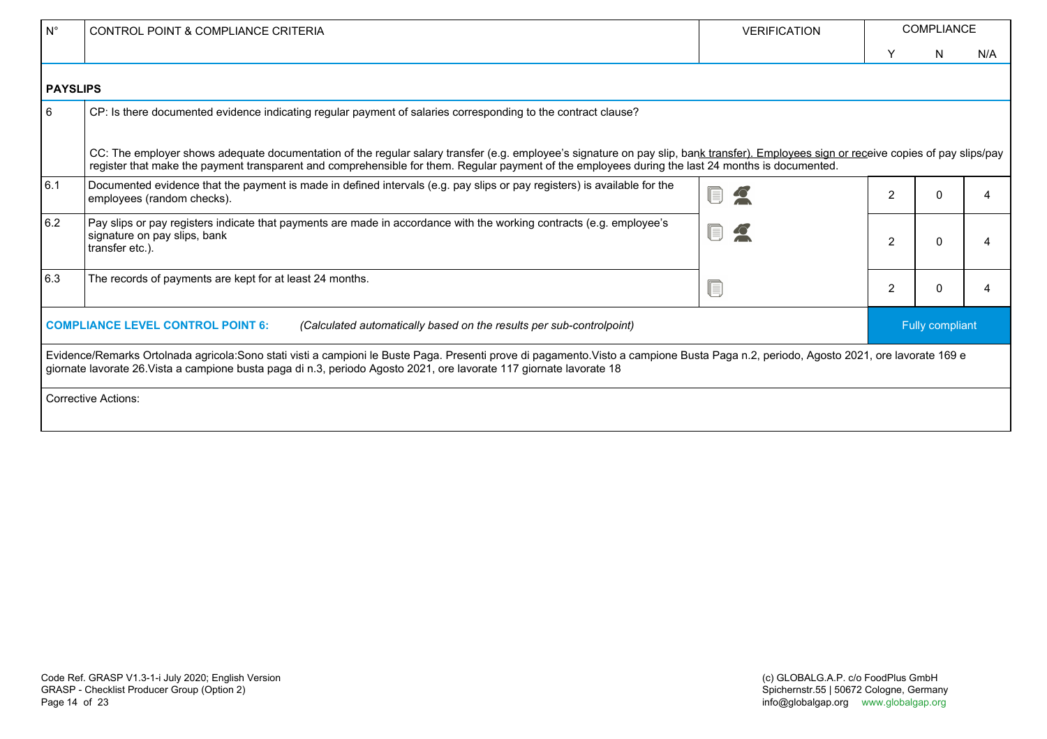| N° | CONTROL POINT & COMPLIANCE CRITERIA | VERIFICATION | COMPLIANCE | | |
|---|---|---|---|---|---|
| | | | Y | N | N/A |
| **PAYSLIPS** | | | | | |
| 6 | CP: Is there documented evidence indicating regular payment of salaries corresponding to the contract clause?<br><br>CC: The employer shows adequate documentation of the regular salary transfer (e.g. employee's signature on pay slip, bank transfer). Employees sign or receive copies of pay slips/pay register that make the payment transparent and comprehensible for them. Regular payment of the employees during the last 24 months is documented. | | | | |
| 6.1 | Documented evidence that the payment is made in defined intervals (e.g. pay slips or pay registers) is available for the employees (random checks). | | 2 | 0 | 4 |
| 6.2 | Pay slips or pay registers indicate that payments are made in accordance with the working contracts (e.g. employee's signature on pay slips, bank transfer etc.). | | 2 | 0 | 4 |
| 6.3 | The records of payments are kept for at least 24 months. | | 2 | 0 | 4 |
| **COMPLIANCE LEVEL CONTROL POINT 6:** | *(Calculated automatically based on the results per sub-controlpoint)* | | Fully compliant | | |

Evidence/Remarks Ortolnada agricola:Sono stati visti a campioni le Buste Paga. Presenti prove di pagamento.Visto a campione Busta Paga n.2, periodo, Agosto 2021, ore lavorate 169 e giornate lavorate 26.Vista a campione busta paga di n.3, periodo Agosto 2021, ore lavorate 117 giornate lavorate 18

Corrective Actions: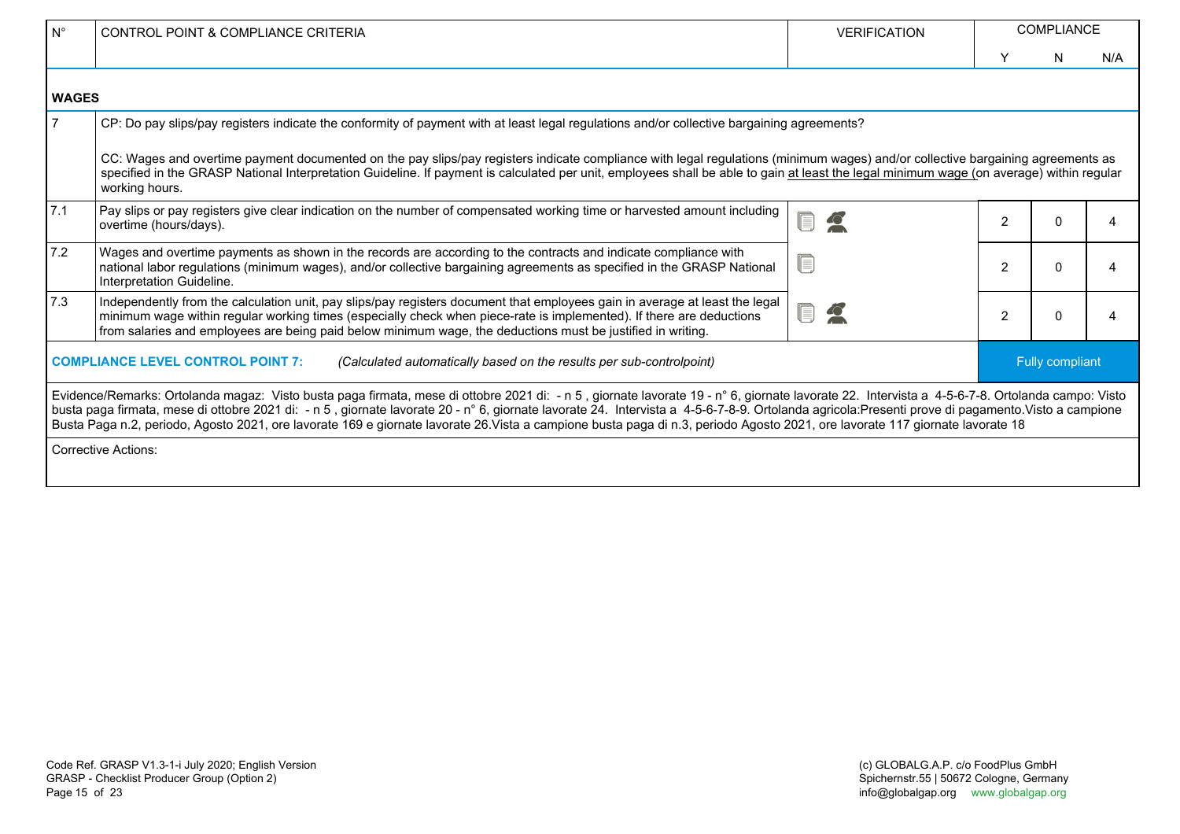| N° | CONTROL POINT & COMPLIANCE CRITERIA | VERIFICATION | COMPLIANCE | | |
|---|---|---|---|---|---|
| | | | Y | N | N/A |

**WAGES**

| N° | CONTROL POINT & COMPLIANCE CRITERIA | VERIFICATION | Y | N | N/A |
|---|---|---|---|---|---|
| 7 | CP: Do pay slips/pay registers indicate the conformity of payment with at least legal regulations and/or collective bargaining agreements?<br><br>CC: Wages and overtime payment documented on the pay slips/pay registers indicate compliance with legal regulations (minimum wages) and/or collective bargaining agreements as specified in the GRASP National Interpretation Guideline. If payment is calculated per unit, employees shall be able to gain at least the legal minimum wage (on average) within regular working hours. | | | | |
| 7.1 | Pay slips or pay registers give clear indication on the number of compensated working time or harvested amount including overtime (hours/days). | | 2 | 0 | 4 |
| 7.2 | Wages and overtime payments as shown in the records are according to the contracts and indicate compliance with national labor regulations (minimum wages), and/or collective bargaining agreements as specified in the GRASP National Interpretation Guideline. | | 2 | 0 | 4 |
| 7.3 | Independently from the calculation unit, pay slips/pay registers document that employees gain in average at least the legal minimum wage within regular working times (especially check when piece-rate is implemented). If there are deductions from salaries and employees are being paid below minimum wage, the deductions must be justified in writing. | | 2 | 0 | 4 |

**COMPLIANCE LEVEL CONTROL POINT 7:** *(Calculated automatically based on the results per sub-controlpoint)* — Fully compliant

Evidence/Remarks: Ortolanda magaz: Visto busta paga firmata, mese di ottobre 2021 di: - n 5 , giornate lavorate 19 - n° 6, giornate lavorate 22. Intervista a 4-5-6-7-8. Ortolanda campo: Visto busta paga firmata, mese di ottobre 2021 di: - n 5 , giornate lavorate 20 - n° 6, giornate lavorate 24. Intervista a 4-5-6-7-8-9. Ortolanda agricola:Presenti prove di pagamento.Visto a campione Busta Paga n.2, periodo, Agosto 2021, ore lavorate 169 e giornate lavorate 26.Vista a campione busta paga di n.3, periodo Agosto 2021, ore lavorate 117 giornate lavorate 18

Corrective Actions: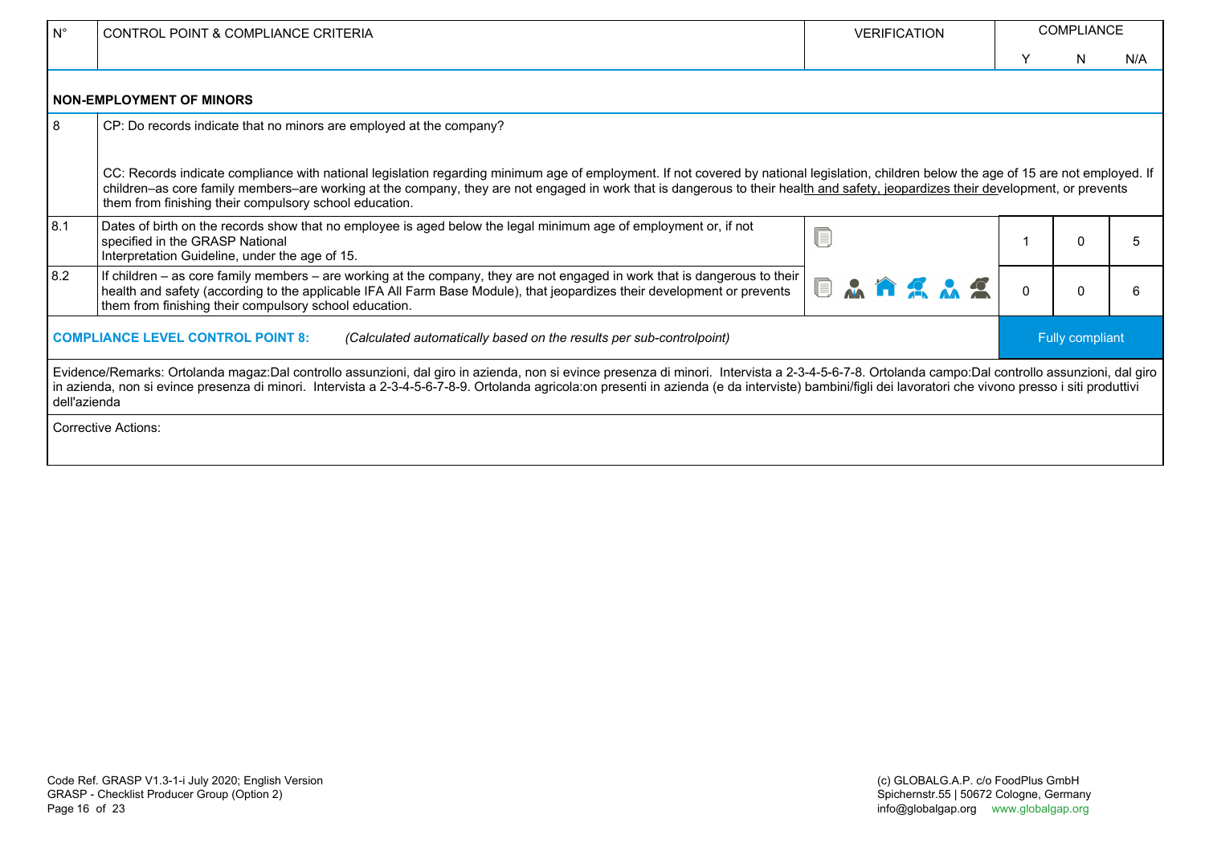| N° | CONTROL POINT & COMPLIANCE CRITERIA | VERIFICATION | COMPLIANCE | | |
|---|---|---|---|---|---|
| | | | Y | N | N/A |
| | **NON-EMPLOYMENT OF MINORS** | | | | |
| 8 | CP: Do records indicate that no minors are employed at the company?<br><br>CC: Records indicate compliance with national legislation regarding minimum age of employment. If not covered by national legislation, children below the age of 15 are not employed. If children–as core family members–are working at the company, they are not engaged in work that is dangerous to their health and safety, jeopardizes their development, or prevents them from finishing their compulsory school education. | | | | |
| 8.1 | Dates of birth on the records show that no employee is aged below the legal minimum age of employment or, if not specified in the GRASP National Interpretation Guideline, under the age of 15. | | 1 | 0 | 5 |
| 8.2 | If children – as core family members – are working at the company, they are not engaged in work that is dangerous to their health and safety (according to the applicable IFA All Farm Base Module), that jeopardizes their development or prevents them from finishing their compulsory school education. | | 0 | 0 | 6 |
| | **COMPLIANCE LEVEL CONTROL POINT 8:** *(Calculated automatically based on the results per sub-controlpoint)* | | Fully compliant | | |

Evidence/Remarks: Ortolanda magaz:Dal controllo assunzioni, dal giro in azienda, non si evince presenza di minori. Intervista a 2-3-4-5-6-7-8. Ortolanda campo:Dal controllo assunzioni, dal giro in azienda, non si evince presenza di minori. Intervista a 2-3-4-5-6-7-8-9. Ortolanda agricola:on presenti in azienda (e da interviste) bambini/figli dei lavoratori che vivono presso i siti produttivi dell'azienda

Corrective Actions: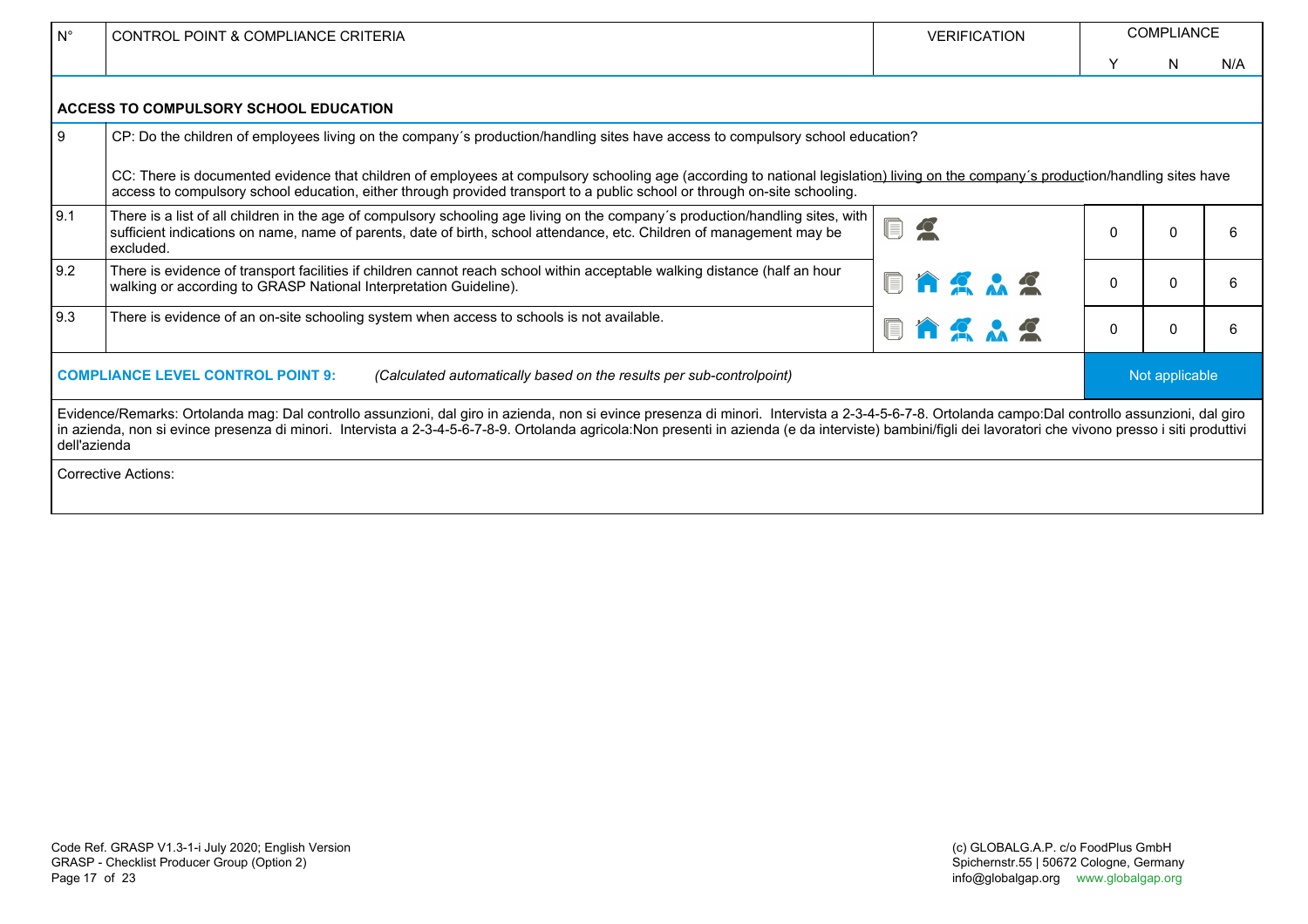| N° | CONTROL POINT & COMPLIANCE CRITERIA | VERIFICATION | COMPLIANCE | | |
|---|---|---|---|---|---|
| | | | Y | N | N/A |
| | **ACCESS TO COMPULSORY SCHOOL EDUCATION** | | | | |
| 9 | CP: Do the children of employees living on the company´s production/handling sites have access to compulsory school education?<br><br>CC: There is documented evidence that children of employees at compulsory schooling age (according to national legislation) living on the company´s production/handling sites have access to compulsory school education, either through provided transport to a public school or through on-site schooling. | | | | |
| 9.1 | There is a list of all children in the age of compulsory schooling age living on the company´s production/handling sites, with sufficient indications on name, name of parents, date of birth, school attendance, etc. Children of management may be excluded. | | 0 | 0 | 6 |
| 9.2 | There is evidence of transport facilities if children cannot reach school within acceptable walking distance (half an hour walking or according to GRASP National Interpretation Guideline). | | 0 | 0 | 6 |
| 9.3 | There is evidence of an on-site schooling system when access to schools is not available. | | 0 | 0 | 6 |
| | **COMPLIANCE LEVEL CONTROL POINT 9:** *(Calculated automatically based on the results per sub-controlpoint)* | | Not applicable | | |

Evidence/Remarks: Ortolanda mag: Dal controllo assunzioni, dal giro in azienda, non si evince presenza di minori. Intervista a 2-3-4-5-6-7-8. Ortolanda campo:Dal controllo assunzioni, dal giro in azienda, non si evince presenza di minori. Intervista a 2-3-4-5-6-7-8-9. Ortolanda agricola:Non presenti in azienda (e da interviste) bambini/figli dei lavoratori che vivono presso i siti produttivi dell'azienda

Corrective Actions: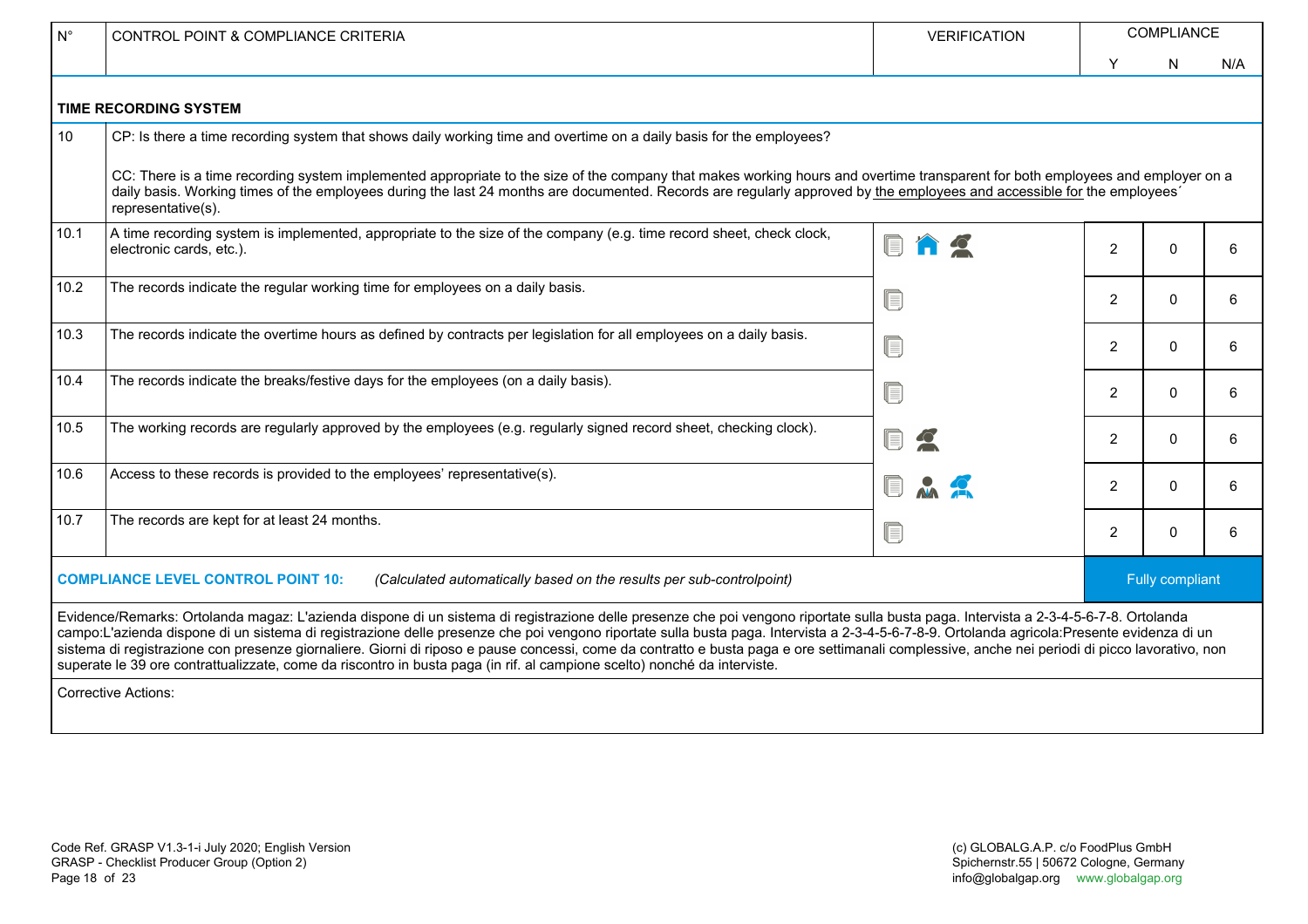| N° | CONTROL POINT & COMPLIANCE CRITERIA | VERIFICATION | COMPLIANCE | | |
|---|---|---|---|---|---|
| | | | Y | N | N/A |
| **TIME RECORDING SYSTEM** | | | | | |
| 10 | CP: Is there a time recording system that shows daily working time and overtime on a daily basis for the employees?<br><br>CC: There is a time recording system implemented appropriate to the size of the company that makes working hours and overtime transparent for both employees and employer on a daily basis. Working times of the employees during the last 24 months are documented. Records are regularly approved by the employees and accessible for the employees´ representative(s). | | | | |
| 10.1 | A time recording system is implemented, appropriate to the size of the company (e.g. time record sheet, check clock, electronic cards, etc.). | | 2 | 0 | 6 |
| 10.2 | The records indicate the regular working time for employees on a daily basis. | | 2 | 0 | 6 |
| 10.3 | The records indicate the overtime hours as defined by contracts per legislation for all employees on a daily basis. | | 2 | 0 | 6 |
| 10.4 | The records indicate the breaks/festive days for the employees (on a daily basis). | | 2 | 0 | 6 |
| 10.5 | The working records are regularly approved by the employees (e.g. regularly signed record sheet, checking clock). | | 2 | 0 | 6 |
| 10.6 | Access to these records is provided to the employees' representative(s). | | 2 | 0 | 6 |
| 10.7 | The records are kept for at least 24 months. | | 2 | 0 | 6 |
| **COMPLIANCE LEVEL CONTROL POINT 10:** | *(Calculated automatically based on the results per sub-controlpoint)* | | Fully compliant | | |

Evidence/Remarks: Ortolanda magaz: L'azienda dispone di un sistema di registrazione delle presenze che poi vengono riportate sulla busta paga. Intervista a 2-3-4-5-6-7-8. Ortolanda campo:L'azienda dispone di un sistema di registrazione delle presenze che poi vengono riportate sulla busta paga. Intervista a 2-3-4-5-6-7-8-9. Ortolanda agricola:Presente evidenza di un sistema di registrazione con presenze giornaliere. Giorni di riposo e pause concessi, come da contratto e busta paga e ore settimanali complessive, anche nei periodi di picco lavorativo, non superate le 39 ore contrattualizzate, come da riscontro in busta paga (in rif. al campione scelto) nonché da interviste.

Corrective Actions: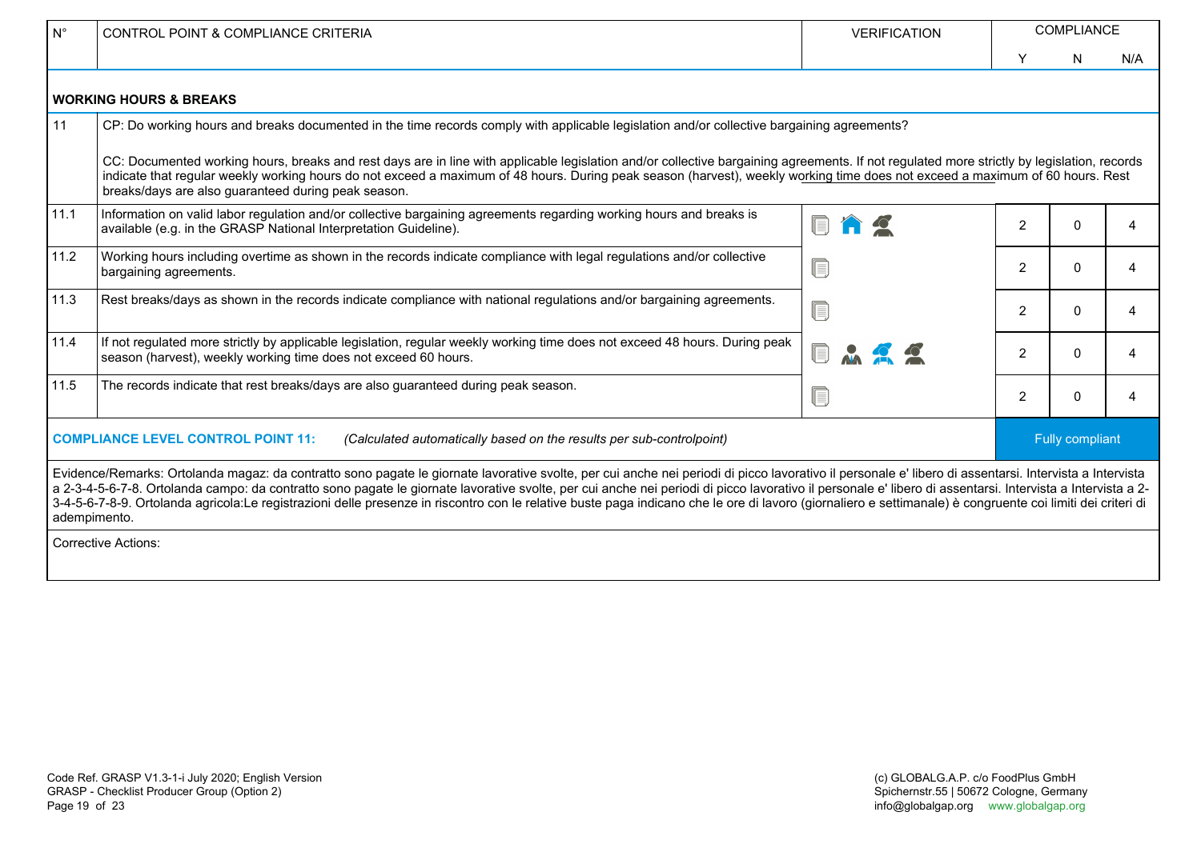| N° | CONTROL POINT & COMPLIANCE CRITERIA | VERIFICATION | COMPLIANCE | | |
|---|---|---|---|---|---|
| | | | Y | N | N/A |
| | **WORKING HOURS & BREAKS** | | | | |
| 11 | CP: Do working hours and breaks documented in the time records comply with applicable legislation and/or collective bargaining agreements?<br><br>CC: Documented working hours, breaks and rest days are in line with applicable legislation and/or collective bargaining agreements. If not regulated more strictly by legislation, records indicate that regular weekly working hours do not exceed a maximum of 48 hours. During peak season (harvest), weekly working time does not exceed a maximum of 60 hours. Rest breaks/days are also guaranteed during peak season. | | | | |
| 11.1 | Information on valid labor regulation and/or collective bargaining agreements regarding working hours and breaks is available (e.g. in the GRASP National Interpretation Guideline). | | 2 | 0 | 4 |
| 11.2 | Working hours including overtime as shown in the records indicate compliance with legal regulations and/or collective bargaining agreements. | | 2 | 0 | 4 |
| 11.3 | Rest breaks/days as shown in the records indicate compliance with national regulations and/or bargaining agreements. | | 2 | 0 | 4 |
| 11.4 | If not regulated more strictly by applicable legislation, regular weekly working time does not exceed 48 hours. During peak season (harvest), weekly working time does not exceed 60 hours. | | 2 | 0 | 4 |
| 11.5 | The records indicate that rest breaks/days are also guaranteed during peak season. | | 2 | 0 | 4 |

**COMPLIANCE LEVEL CONTROL POINT 11:** *(Calculated automatically based on the results per sub-controlpoint)* — Fully compliant

Evidence/Remarks: Ortolanda magaz: da contratto sono pagate le giornate lavorative svolte, per cui anche nei periodi di picco lavorativo il personale e' libero di assentarsi. Intervista a Intervista a 2-3-4-5-6-7-8. Ortolanda campo: da contratto sono pagate le giornate lavorative svolte, per cui anche nei periodi di picco lavorativo il personale e' libero di assentarsi. Intervista a Intervista a 2-3-4-5-6-7-8-9. Ortolanda agricola:Le registrazioni delle presenze in riscontro con le relative buste paga indicano che le ore di lavoro (giornaliero e settimanale) è congruente coi limiti dei criteri di adempimento.

Corrective Actions: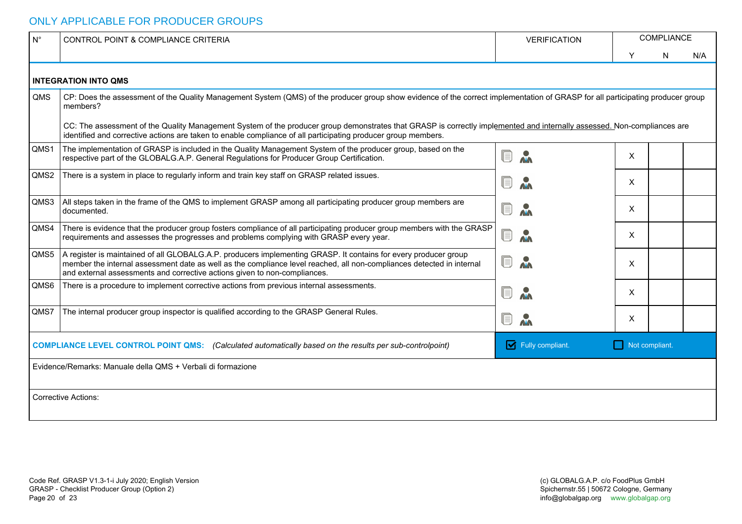ONLY APPLICABLE FOR PRODUCER GROUPS

| N° | CONTROL POINT & COMPLIANCE CRITERIA | VERIFICATION | COMPLIANCE | | |
|---|---|---|---|---|---|
| | | | Y | N | N/A |
| **INTEGRATION INTO QMS** | | | | | |
| QMS | CP: Does the assessment of the Quality Management System (QMS) of the producer group show evidence of the correct implementation of GRASP for all participating producer group members?<br><br>CC: The assessment of the Quality Management System of the producer group demonstrates that GRASP is correctly implemented and internally assessed. Non-compliances are identified and corrective actions are taken to enable compliance of all participating producer group members. | | | | |
| QMS1 | The implementation of GRASP is included in the Quality Management System of the producer group, based on the respective part of the GLOBALG.A.P. General Regulations for Producer Group Certification. | | X | | |
| QMS2 | There is a system in place to regularly inform and train key staff on GRASP related issues. | | X | | |
| QMS3 | All steps taken in the frame of the QMS to implement GRASP among all participating producer group members are documented. | | X | | |
| QMS4 | There is evidence that the producer group fosters compliance of all participating producer group members with the GRASP requirements and assesses the progresses and problems complying with GRASP every year. | | X | | |
| QMS5 | A register is maintained of all GLOBALG.A.P. producers implementing GRASP. It contains for every producer group member the internal assessment date as well as the compliance level reached, all non-compliances detected in internal and external assessments and corrective actions given to non-compliances. | | X | | |
| QMS6 | There is a procedure to implement corrective actions from previous internal assessments. | | X | | |
| QMS7 | The internal producer group inspector is qualified according to the GRASP General Rules. | | X | | |
| **COMPLIANCE LEVEL CONTROL POINT QMS:** *(Calculated automatically based on the results per sub-controlpoint)* | | ☑ Fully compliant. | ☐ Not compliant. | | |

Evidence/Remarks: Manuale della QMS + Verbali di formazione

Corrective Actions: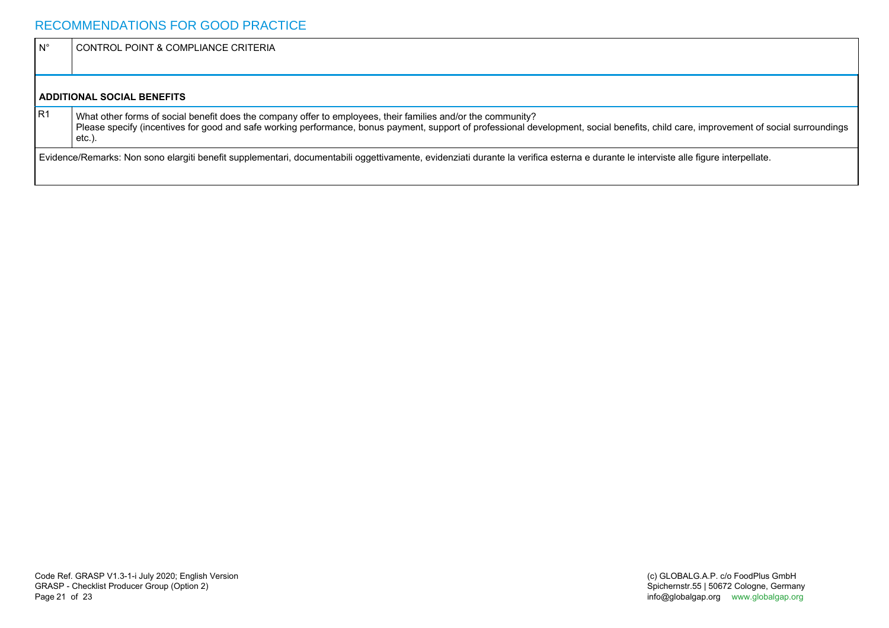## RECOMMENDATIONS FOR GOOD PRACTICE

| N° | CONTROL POINT & COMPLIANCE CRITERIA |
|---|---|
| **ADDITIONAL SOCIAL BENEFITS** | |
| R1 | What other forms of social benefit does the company offer to employees, their families and/or the community?<br>Please specify (incentives for good and safe working performance, bonus payment, support of professional development, social benefits, child care, improvement of social surroundings etc.). |
| Evidence/Remarks: Non sono elargiti benefit supplementari, documentabili oggettivamente, evidenziati durante la verifica esterna e durante le interviste alle figure interpellate. | |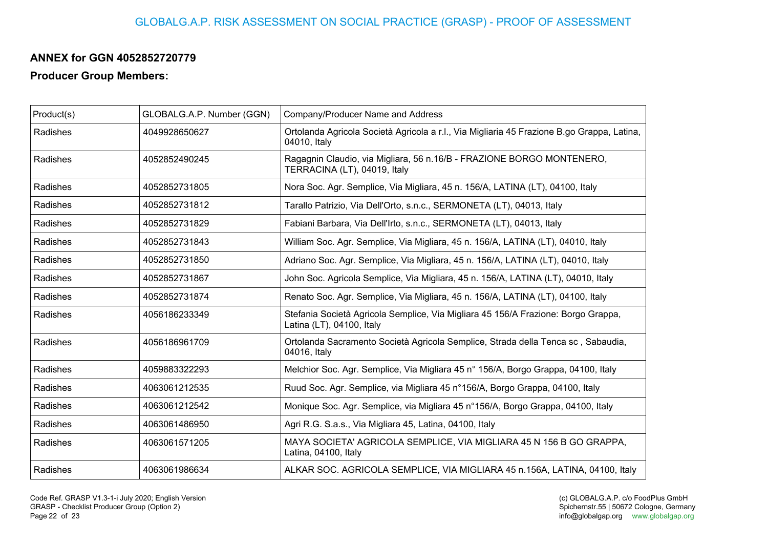**ANNEX for GGN 4052852720779**

**Producer Group Members:**

| Product(s) | GLOBALG.A.P. Number (GGN) | Company/Producer Name and Address |
|---|---|---|
| Radishes | 4049928650627 | Ortolanda Agricola Società Agricola a r.l., Via Migliaria 45 Frazione B.go Grappa, Latina, 04010, Italy |
| Radishes | 4052852490245 | Ragagnin Claudio, via Migliara, 56 n.16/B - FRAZIONE BORGO MONTENERO, TERRACINA (LT), 04019, Italy |
| Radishes | 4052852731805 | Nora Soc. Agr. Semplice, Via Migliara, 45 n. 156/A, LATINA (LT), 04100, Italy |
| Radishes | 4052852731812 | Tarallo Patrizio, Via Dell'Orto, s.n.c., SERMONETA (LT), 04013, Italy |
| Radishes | 4052852731829 | Fabiani Barbara, Via Dell'Irto, s.n.c., SERMONETA (LT), 04013, Italy |
| Radishes | 4052852731843 | William Soc. Agr. Semplice, Via Migliara, 45 n. 156/A, LATINA (LT), 04010, Italy |
| Radishes | 4052852731850 | Adriano Soc. Agr. Semplice, Via Migliara, 45 n. 156/A, LATINA (LT), 04010, Italy |
| Radishes | 4052852731867 | John Soc. Agricola Semplice, Via Migliara, 45 n. 156/A, LATINA (LT), 04010, Italy |
| Radishes | 4052852731874 | Renato Soc. Agr. Semplice, Via Migliara, 45 n. 156/A, LATINA (LT), 04100, Italy |
| Radishes | 4056186233349 | Stefania Società Agricola Semplice, Via Migliara 45 156/A Frazione: Borgo Grappa, Latina (LT), 04100, Italy |
| Radishes | 4056186961709 | Ortolanda Sacramento Società Agricola Semplice, Strada della Tenca sc , Sabaudia, 04016, Italy |
| Radishes | 4059883322293 | Melchior Soc. Agr. Semplice, Via Migliara 45 n° 156/A, Borgo Grappa, 04100, Italy |
| Radishes | 4063061212535 | Ruud Soc. Agr. Semplice, via Migliara 45 n°156/A, Borgo Grappa, 04100, Italy |
| Radishes | 4063061212542 | Monique Soc. Agr. Semplice, via Migliara 45 n°156/A, Borgo Grappa, 04100, Italy |
| Radishes | 4063061486950 | Agri R.G. S.a.s., Via Migliara 45, Latina, 04100, Italy |
| Radishes | 4063061571205 | MAYA SOCIETA' AGRICOLA SEMPLICE, VIA MIGLIARA 45 N 156 B GO GRAPPA, Latina, 04100, Italy |
| Radishes | 4063061986634 | ALKAR SOC. AGRICOLA SEMPLICE, VIA MIGLIARA 45 n.156A, LATINA, 04100, Italy |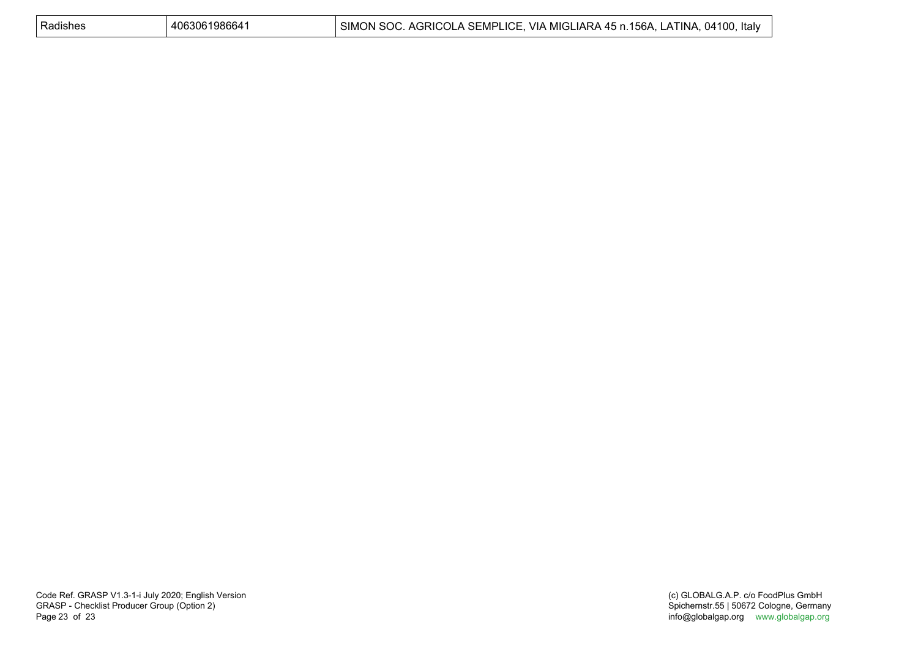| | | |
|---|---|---|
| Radishes | 4063061986641 | SIMON SOC. AGRICOLA SEMPLICE, VIA MIGLIARA 45 n.156A, LATINA, 04100, Italy |